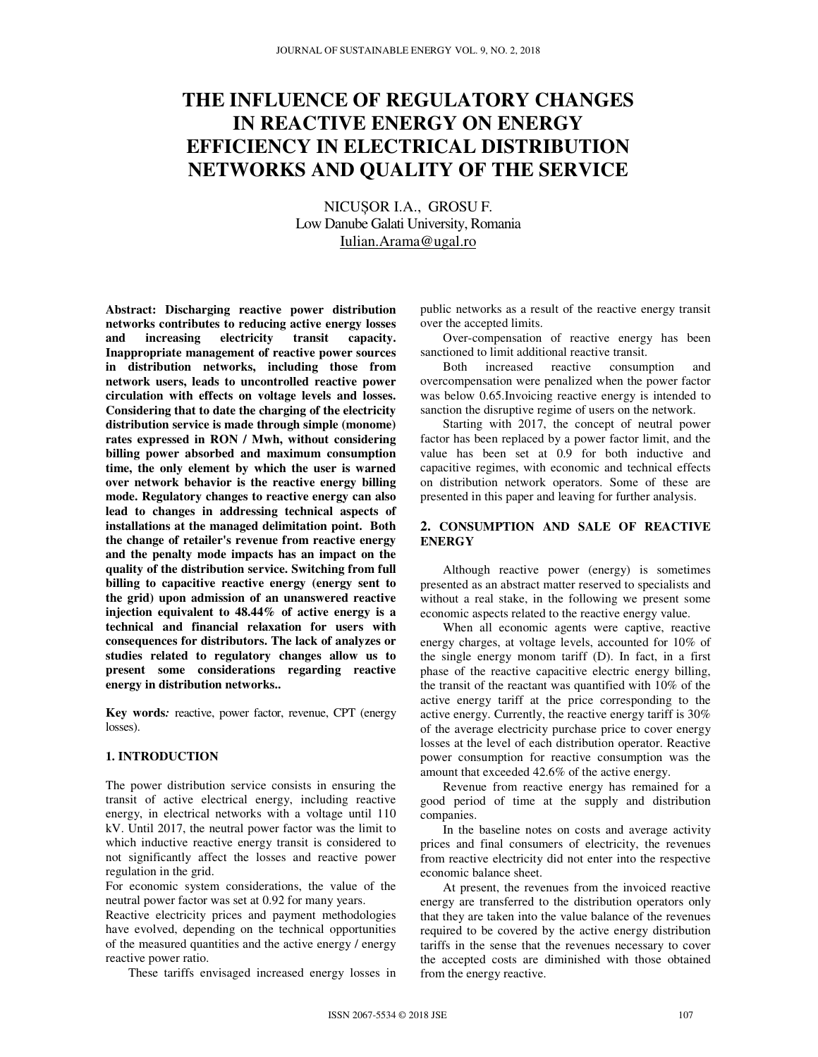# THE INFLUENCE OF REGULATORY CHANGES IN REACTIVE ENERGY ON ENERGY EFFICIENCY IN ELECTRICAL DISTRIBUTION NETWORKS AND QUALITY OF THE SERVICE

NICUȘOR I.A., GROSU F.
Low Danube Galati University, Romania
Iulian.Arama@ugal.ro

**Abstract: Discharging reactive power distribution networks contributes to reducing active energy losses and increasing electricity transit capacity. Inappropriate management of reactive power sources in distribution networks, including those from network users, leads to uncontrolled reactive power circulation with effects on voltage levels and losses. Considering that to date the charging of the electricity distribution service is made through simple (monome) rates expressed in RON / Mwh, without considering billing power absorbed and maximum consumption time, the only element by which the user is warned over network behavior is the reactive energy billing mode. Regulatory changes to reactive energy can also lead to changes in addressing technical aspects of installations at the managed delimitation point. Both the change of retailer's revenue from reactive energy and the penalty mode impacts has an impact on the quality of the distribution service. Switching from full billing to capacitive reactive energy (energy sent to the grid) upon admission of an unanswered reactive injection equivalent to 48.44% of active energy is a technical and financial relaxation for users with consequences for distributors. The lack of analyzes or studies related to regulatory changes allow us to present some considerations regarding reactive energy in distribution networks..**

**Key words***:* reactive, power factor, revenue, CPT (energy losses).

## 1. INTRODUCTION

The power distribution service consists in ensuring the transit of active electrical energy, including reactive energy, in electrical networks with a voltage until 110 kV. Until 2017, the neutral power factor was the limit to which inductive reactive energy transit is considered to not significantly affect the losses and reactive power regulation in the grid.

For economic system considerations, the value of the neutral power factor was set at 0.92 for many years.

Reactive electricity prices and payment methodologies have evolved, depending on the technical opportunities of the measured quantities and the active energy / energy reactive power ratio.

These tariffs envisaged increased energy losses in public networks as a result of the reactive energy transit over the accepted limits.

Over-compensation of reactive energy has been sanctioned to limit additional reactive transit.

Both increased reactive consumption and overcompensation were penalized when the power factor was below 0.65.Invoicing reactive energy is intended to sanction the disruptive regime of users on the network.

Starting with 2017, the concept of neutral power factor has been replaced by a power factor limit, and the value has been set at 0.9 for both inductive and capacitive regimes, with economic and technical effects on distribution network operators. Some of these are presented in this paper and leaving for further analysis.

## 2. CONSUMPTION AND SALE OF REACTIVE ENERGY

Although reactive power (energy) is sometimes presented as an abstract matter reserved to specialists and without a real stake, in the following we present some economic aspects related to the reactive energy value.

When all economic agents were captive, reactive energy charges, at voltage levels, accounted for 10% of the single energy monom tariff (D). In fact, in a first phase of the reactive capacitive electric energy billing, the transit of the reactant was quantified with 10% of the active energy tariff at the price corresponding to the active energy. Currently, the reactive energy tariff is 30% of the average electricity purchase price to cover energy losses at the level of each distribution operator. Reactive power consumption for reactive consumption was the amount that exceeded 42.6% of the active energy.

Revenue from reactive energy has remained for a good period of time at the supply and distribution companies.

In the baseline notes on costs and average activity prices and final consumers of electricity, the revenues from reactive electricity did not enter into the respective economic balance sheet.

At present, the revenues from the invoiced reactive energy are transferred to the distribution operators only that they are taken into the value balance of the revenues required to be covered by the active energy distribution tariffs in the sense that the revenues necessary to cover the accepted costs are diminished with those obtained from the energy reactive.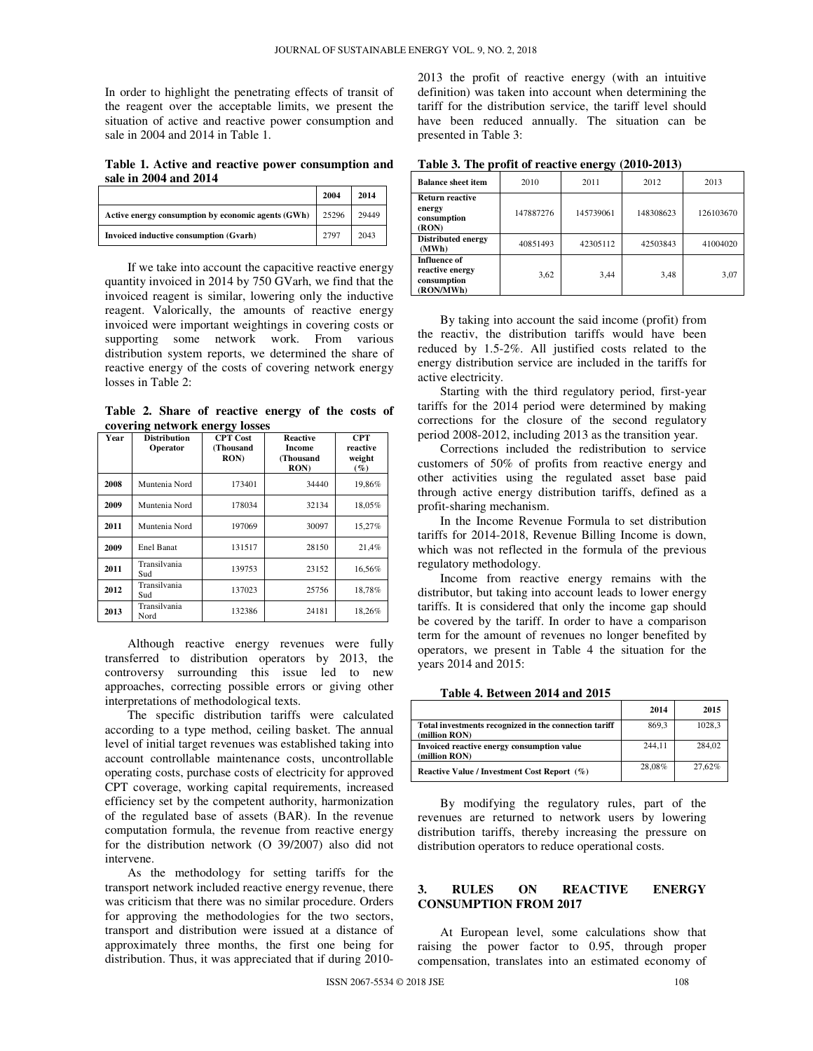In order to highlight the penetrating effects of transit of the reagent over the acceptable limits, we present the situation of active and reactive power consumption and sale in 2004 and 2014 in Table 1.

**Table 1. Active and reactive power consumption and sale in 2004 and 2014**

| | 2004 | 2014 |
|---|---|---|
| Active energy consumption by economic agents (GWh) | 25296 | 29449 |
| Invoiced inductive consumption (Gvarh) | 2797 | 2043 |

If we take into account the capacitive reactive energy quantity invoiced in 2014 by 750 GVarh, we find that the invoiced reagent is similar, lowering only the inductive reagent. Valorically, the amounts of reactive energy invoiced were important weightings in covering costs or supporting some network work. From various distribution system reports, we determined the share of reactive energy of the costs of covering network energy losses in Table 2:

**Table 2. Share of reactive energy of the costs of covering network energy losses**

| Year | Distribution Operator | CPT Cost (Thousand RON) | Reactive Income (Thousand RON) | CPT reactive weight (%) |
|---|---|---|---|---|
| 2008 | Muntenia Nord | 173401 | 34440 | 19,86% |
| 2009 | Muntenia Nord | 178034 | 32134 | 18,05% |
| 2011 | Muntenia Nord | 197069 | 30097 | 15,27% |
| 2009 | Enel Banat | 131517 | 28150 | 21,4% |
| 2011 | Transilvania Sud | 139753 | 23152 | 16,56% |
| 2012 | Transilvania Sud | 137023 | 25756 | 18,78% |
| 2013 | Transilvania Nord | 132386 | 24181 | 18,26% |

Although reactive energy revenues were fully transferred to distribution operators by 2013, the controversy surrounding this issue led to new approaches, correcting possible errors or giving other interpretations of methodological texts.

The specific distribution tariffs were calculated according to a type method, ceiling basket. The annual level of initial target revenues was established taking into account controllable maintenance costs, uncontrollable operating costs, purchase costs of electricity for approved CPT coverage, working capital requirements, increased efficiency set by the competent authority, harmonization of the regulated base of assets (BAR). In the revenue computation formula, the revenue from reactive energy for the distribution network (O 39/2007) also did not intervene.

As the methodology for setting tariffs for the transport network included reactive energy revenue, there was criticism that there was no similar procedure. Orders for approving the methodologies for the two sectors, transport and distribution were issued at a distance of approximately three months, the first one being for distribution. Thus, it was appreciated that if during 2010-2013 the profit of reactive energy (with an intuitive definition) was taken into account when determining the tariff for the distribution service, the tariff level should have been reduced annually. The situation can be presented in Table 3:

**Table 3. The profit of reactive energy (2010-2013)**

| Balance sheet item | 2010 | 2011 | 2012 | 2013 |
|---|---|---|---|---|
| Return reactive energy consumption (RON) | 147887276 | 145739061 | 148308623 | 126103670 |
| Distributed energy (MWh) | 40851493 | 42305112 | 42503843 | 41004020 |
| Influence of reactive energy consumption (RON/MWh) | 3,62 | 3,44 | 3,48 | 3,07 |

By taking into account the said income (profit) from the reactiv, the distribution tariffs would have been reduced by 1.5-2%. All justified costs related to the energy distribution service are included in the tariffs for active electricity.

Starting with the third regulatory period, first-year tariffs for the 2014 period were determined by making corrections for the closure of the second regulatory period 2008-2012, including 2013 as the transition year.

Corrections included the redistribution to service customers of 50% of profits from reactive energy and other activities using the regulated asset base paid through active energy distribution tariffs, defined as a profit-sharing mechanism.

In the Income Revenue Formula to set distribution tariffs for 2014-2018, Revenue Billing Income is down, which was not reflected in the formula of the previous regulatory methodology.

Income from reactive energy remains with the distributor, but taking into account leads to lower energy tariffs. It is considered that only the income gap should be covered by the tariff. In order to have a comparison term for the amount of revenues no longer benefited by operators, we present in Table 4 the situation for the years 2014 and 2015:

**Table 4. Between 2014 and 2015**

| | 2014 | 2015 |
|---|---|---|
| Total investments recognized in the connection tariff (million RON) | 869,3 | 1028,3 |
| Invoiced reactive energy consumption value (million RON) | 244,11 | 284,02 |
| Reactive Value / Investment Cost Report (%) | 28,08% | 27,62% |

By modifying the regulatory rules, part of the revenues are returned to network users by lowering distribution tariffs, thereby increasing the pressure on distribution operators to reduce operational costs.

## 3. RULES ON REACTIVE ENERGY CONSUMPTION FROM 2017

At European level, some calculations show that raising the power factor to 0.95, through proper compensation, translates into an estimated economy of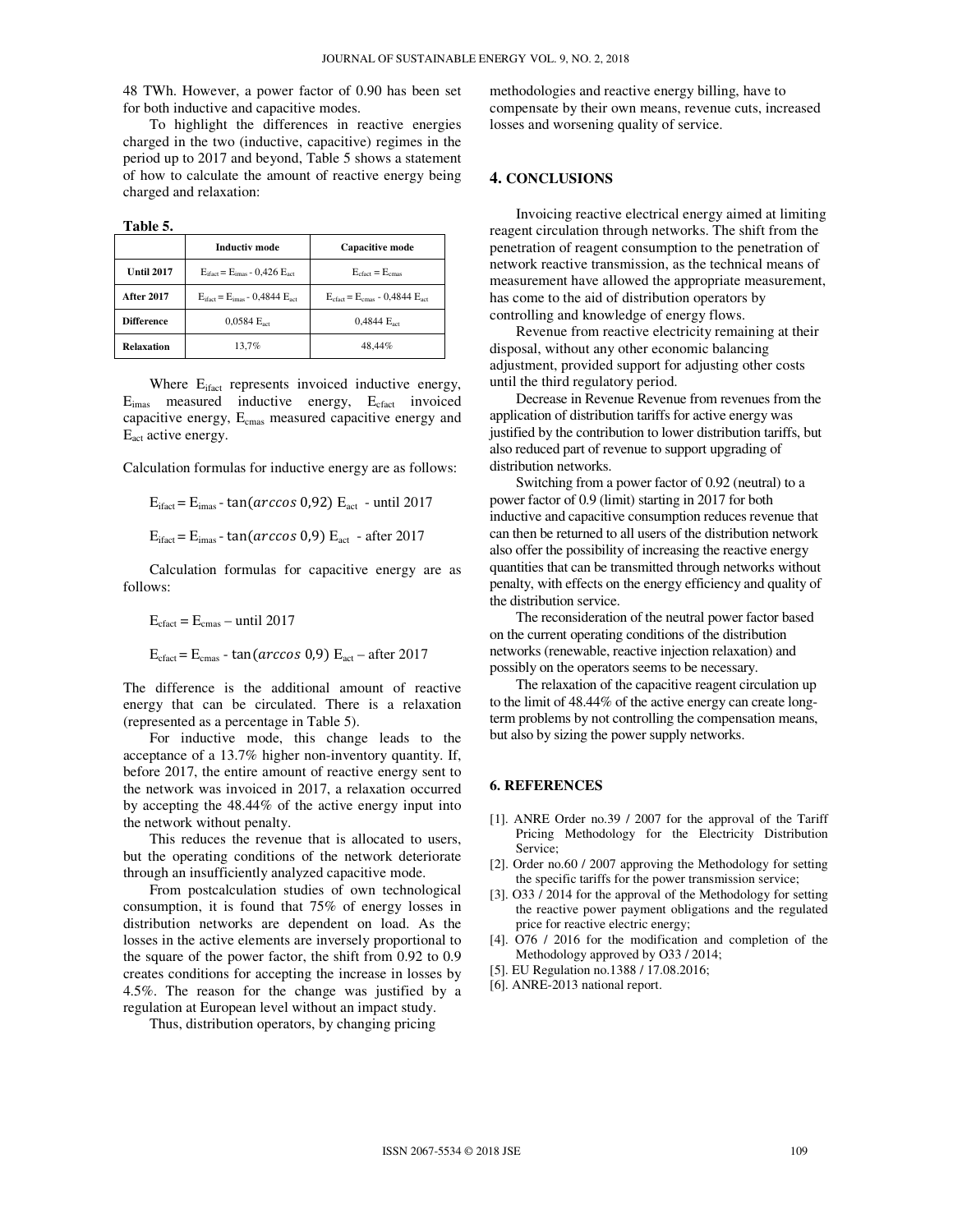48 TWh. However, a power factor of 0.90 has been set for both inductive and capacitive modes.

To highlight the differences in reactive energies charged in the two (inductive, capacitive) regimes in the period up to 2017 and beyond, Table 5 shows a statement of how to calculate the amount of reactive energy being charged and relaxation:

**Table 5.**

| | Inductiv mode | Capacitive mode |
|---|---|---|
| **Until 2017** | $E_{ifact} = E_{imas} - 0{,}426\ E_{act}$ | $E_{cfact} = E_{cmas}$ |
| **After 2017** | $E_{ifact} = E_{imas} - 0{,}4844\ E_{act}$ | $E_{cfact} = E_{cmas} - 0{,}4844\ E_{act}$ |
| **Difference** | $0{,}0584\ E_{act}$ | $0{,}4844\ E_{act}$ |
| **Relaxation** | 13,7% | 48,44% |

Where $E_{ifact}$ represents invoiced inductive energy, $E_{imas}$ measured inductive energy, $E_{cfact}$ invoiced capacitive energy, $E_{cmas}$ measured capacitive energy and $E_{act}$ active energy.

Calculation formulas for inductive energy are as follows:

$$E_{ifact} = E_{imas} - \tan(arccos\ 0{,}92)\ E_{act} \quad \text{- until 2017}$$

$$E_{ifact} = E_{imas} - \tan(arccos\ 0{,}9)\ E_{act} \quad \text{- after 2017}$$

Calculation formulas for capacitive energy are as follows:

$$E_{cfact} = E_{cmas} \text{ – until 2017}$$

$$E_{cfact} = E_{cmas} - \tan(arccos\ 0{,}9)\ E_{act} \text{ – after 2017}$$

The difference is the additional amount of reactive energy that can be circulated. There is a relaxation (represented as a percentage in Table 5).

For inductive mode, this change leads to the acceptance of a 13.7% higher non-inventory quantity. If, before 2017, the entire amount of reactive energy sent to the network was invoiced in 2017, a relaxation occurred by accepting the 48.44% of the active energy input into the network without penalty.

This reduces the revenue that is allocated to users, but the operating conditions of the network deteriorate through an insufficiently analyzed capacitive mode.

From postcalculation studies of own technological consumption, it is found that 75% of energy losses in distribution networks are dependent on load. As the losses in the active elements are inversely proportional to the square of the power factor, the shift from 0.92 to 0.9 creates conditions for accepting the increase in losses by 4.5%. The reason for the change was justified by a regulation at European level without an impact study.

Thus, distribution operators, by changing pricing methodologies and reactive energy billing, have to compensate by their own means, revenue cuts, increased losses and worsening quality of service.

## 4. CONCLUSIONS

Invoicing reactive electrical energy aimed at limiting reagent circulation through networks. The shift from the penetration of reagent consumption to the penetration of network reactive transmission, as the technical means of measurement have allowed the appropriate measurement, has come to the aid of distribution operators by controlling and knowledge of energy flows.

Revenue from reactive electricity remaining at their disposal, without any other economic balancing adjustment, provided support for adjusting other costs until the third regulatory period.

Decrease in Revenue Revenue from revenues from the application of distribution tariffs for active energy was justified by the contribution to lower distribution tariffs, but also reduced part of revenue to support upgrading of distribution networks.

Switching from a power factor of 0.92 (neutral) to a power factor of 0.9 (limit) starting in 2017 for both inductive and capacitive consumption reduces revenue that can then be returned to all users of the distribution network also offer the possibility of increasing the reactive energy quantities that can be transmitted through networks without penalty, with effects on the energy efficiency and quality of the distribution service.

The reconsideration of the neutral power factor based on the current operating conditions of the distribution networks (renewable, reactive injection relaxation) and possibly on the operators seems to be necessary.

The relaxation of the capacitive reagent circulation up to the limit of 48.44% of the active energy can create long-term problems by not controlling the compensation means, but also by sizing the power supply networks.

## 6. REFERENCES

[1]. ANRE Order no.39 / 2007 for the approval of the Tariff Pricing Methodology for the Electricity Distribution Service;

[2]. Order no.60 / 2007 approving the Methodology for setting the specific tariffs for the power transmission service;

[3]. O33 / 2014 for the approval of the Methodology for setting the reactive power payment obligations and the regulated price for reactive electric energy;

[4]. O76 / 2016 for the modification and completion of the Methodology approved by O33 / 2014;

[5]. EU Regulation no.1388 / 17.08.2016;

[6]. ANRE-2013 national report.